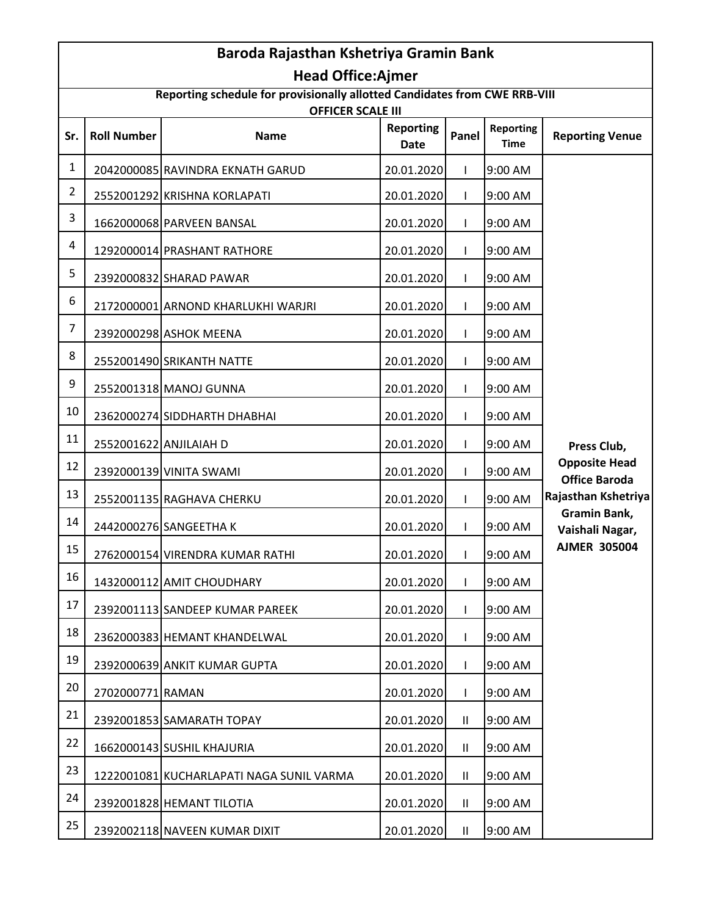# Baroda Rajasthan Kshetriya Gramin Bank

## Head Office:Ajmer

### Reporting schedule for provisionally allotted Candidates from CWE RRB-VIII

### OFFICER SCALE III

| Sr. | Roll Number | Name | Reporting Date | Panel | Reporting Time | Reporting Venue |
|---|---|---|---|---|---|---|
| 1 | 2042000085 | RAVINDRA EKNATH GARUD | 20.01.2020 | I | 9:00 AM | Press Club, Opposite Head Office Baroda Rajasthan Kshetriya Gramin Bank, Vaishali Nagar, AJMER 305004 |
| 2 | 2552001292 | KRISHNA KORLAPATI | 20.01.2020 | I | 9:00 AM | |
| 3 | 1662000068 | PARVEEN BANSAL | 20.01.2020 | I | 9:00 AM | |
| 4 | 1292000014 | PRASHANT RATHORE | 20.01.2020 | I | 9:00 AM | |
| 5 | 2392000832 | SHARAD PAWAR | 20.01.2020 | I | 9:00 AM | |
| 6 | 2172000001 | ARNOND KHARLUKHI WARJRI | 20.01.2020 | I | 9:00 AM | |
| 7 | 2392000298 | ASHOK MEENA | 20.01.2020 | I | 9:00 AM | |
| 8 | 2552001490 | SRIKANTH NATTE | 20.01.2020 | I | 9:00 AM | |
| 9 | 2552001318 | MANOJ GUNNA | 20.01.2020 | I | 9:00 AM | |
| 10 | 2362000274 | SIDDHARTH DHABHAI | 20.01.2020 | I | 9:00 AM | |
| 11 | 2552001622 | ANJILAIAH D | 20.01.2020 | I | 9:00 AM | |
| 12 | 2392000139 | VINITA SWAMI | 20.01.2020 | I | 9:00 AM | |
| 13 | 2552001135 | RAGHAVA CHERKU | 20.01.2020 | I | 9:00 AM | |
| 14 | 2442000276 | SANGEETHA K | 20.01.2020 | I | 9:00 AM | |
| 15 | 2762000154 | VIRENDRA KUMAR RATHI | 20.01.2020 | I | 9:00 AM | |
| 16 | 1432000112 | AMIT CHOUDHARY | 20.01.2020 | I | 9:00 AM | |
| 17 | 2392001113 | SANDEEP KUMAR PAREEK | 20.01.2020 | I | 9:00 AM | |
| 18 | 2362000383 | HEMANT KHANDELWAL | 20.01.2020 | I | 9:00 AM | |
| 19 | 2392000639 | ANKIT KUMAR GUPTA | 20.01.2020 | I | 9:00 AM | |
| 20 | 2702000771 | RAMAN | 20.01.2020 | I | 9:00 AM | |
| 21 | 2392001853 | SAMARATH TOPAY | 20.01.2020 | II | 9:00 AM | |
| 22 | 1662000143 | SUSHIL KHAJURIA | 20.01.2020 | II | 9:00 AM | |
| 23 | 1222001081 | KUCHARLAPATI NAGA SUNIL VARMA | 20.01.2020 | II | 9:00 AM | |
| 24 | 2392001828 | HEMANT TILOTIA | 20.01.2020 | II | 9:00 AM | |
| 25 | 2392002118 | NAVEEN KUMAR DIXIT | 20.01.2020 | II | 9:00 AM | |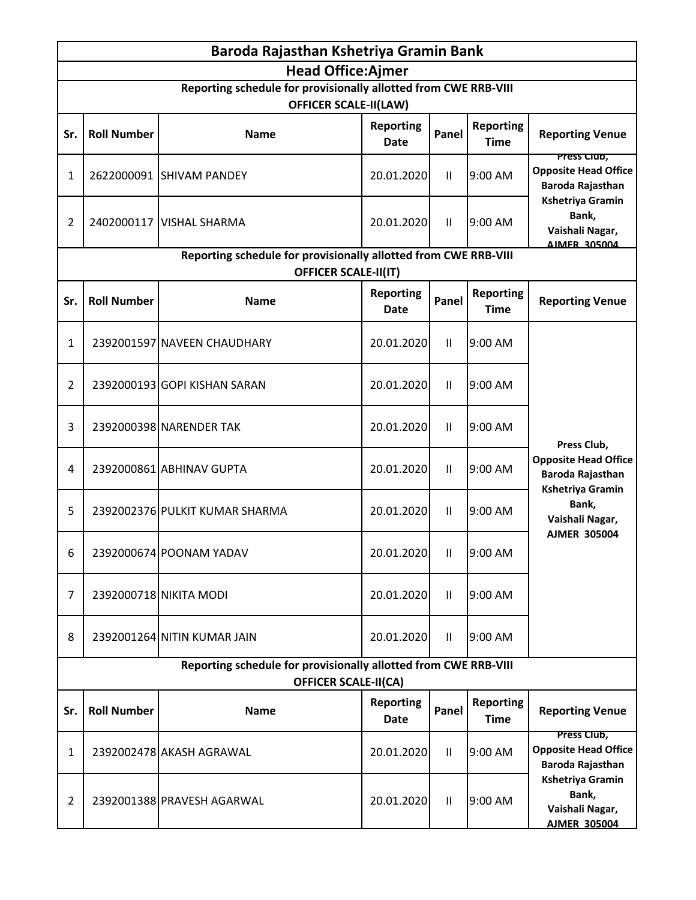# Baroda Rajasthan Kshetriya Gramin Bank

## Head Office:Ajmer

### Reporting schedule for provisionally allotted from CWE RRB-VIII
### OFFICER SCALE-II(LAW)

| Sr. | Roll Number | Name | Reporting Date | Panel | Reporting Time | Reporting Venue |
|---|---|---|---|---|---|---|
| 1 | 2622000091 | SHIVAM PANDEY | 20.01.2020 | II | 9:00 AM | Press Club, Opposite Head Office Baroda Rajasthan Kshetriya Gramin Bank, Vaishali Nagar, AJMER 305004 |
| 2 | 2402000117 | VISHAL SHARMA | 20.01.2020 | II | 9:00 AM | |

### Reporting schedule for provisionally allotted from CWE RRB-VIII
### OFFICER SCALE-II(IT)

| Sr. | Roll Number | Name | Reporting Date | Panel | Reporting Time | Reporting Venue |
|---|---|---|---|---|---|---|
| 1 | 2392001597 | NAVEEN CHAUDHARY | 20.01.2020 | II | 9:00 AM | Press Club, Opposite Head Office Baroda Rajasthan Kshetriya Gramin Bank, Vaishali Nagar, AJMER 305004 |
| 2 | 2392000193 | GOPI KISHAN SARAN | 20.01.2020 | II | 9:00 AM | |
| 3 | 2392000398 | NARENDER TAK | 20.01.2020 | II | 9:00 AM | |
| 4 | 2392000861 | ABHINAV GUPTA | 20.01.2020 | II | 9:00 AM | |
| 5 | 2392002376 | PULKIT KUMAR SHARMA | 20.01.2020 | II | 9:00 AM | |
| 6 | 2392000674 | POONAM YADAV | 20.01.2020 | II | 9:00 AM | |
| 7 | 2392000718 | NIKITA MODI | 20.01.2020 | II | 9:00 AM | |
| 8 | 2392001264 | NITIN KUMAR JAIN | 20.01.2020 | II | 9:00 AM | |

### Reporting schedule for provisionally allotted from CWE RRB-VIII
### OFFICER SCALE-II(CA)

| Sr. | Roll Number | Name | Reporting Date | Panel | Reporting Time | Reporting Venue |
|---|---|---|---|---|---|---|
| 1 | 2392002478 | AKASH AGRAWAL | 20.01.2020 | II | 9:00 AM | Press Club, Opposite Head Office Baroda Rajasthan Kshetriya Gramin Bank, Vaishali Nagar, AJMER 305004 |
| 2 | 2392001388 | PRAVESH AGARWAL | 20.01.2020 | II | 9:00 AM | |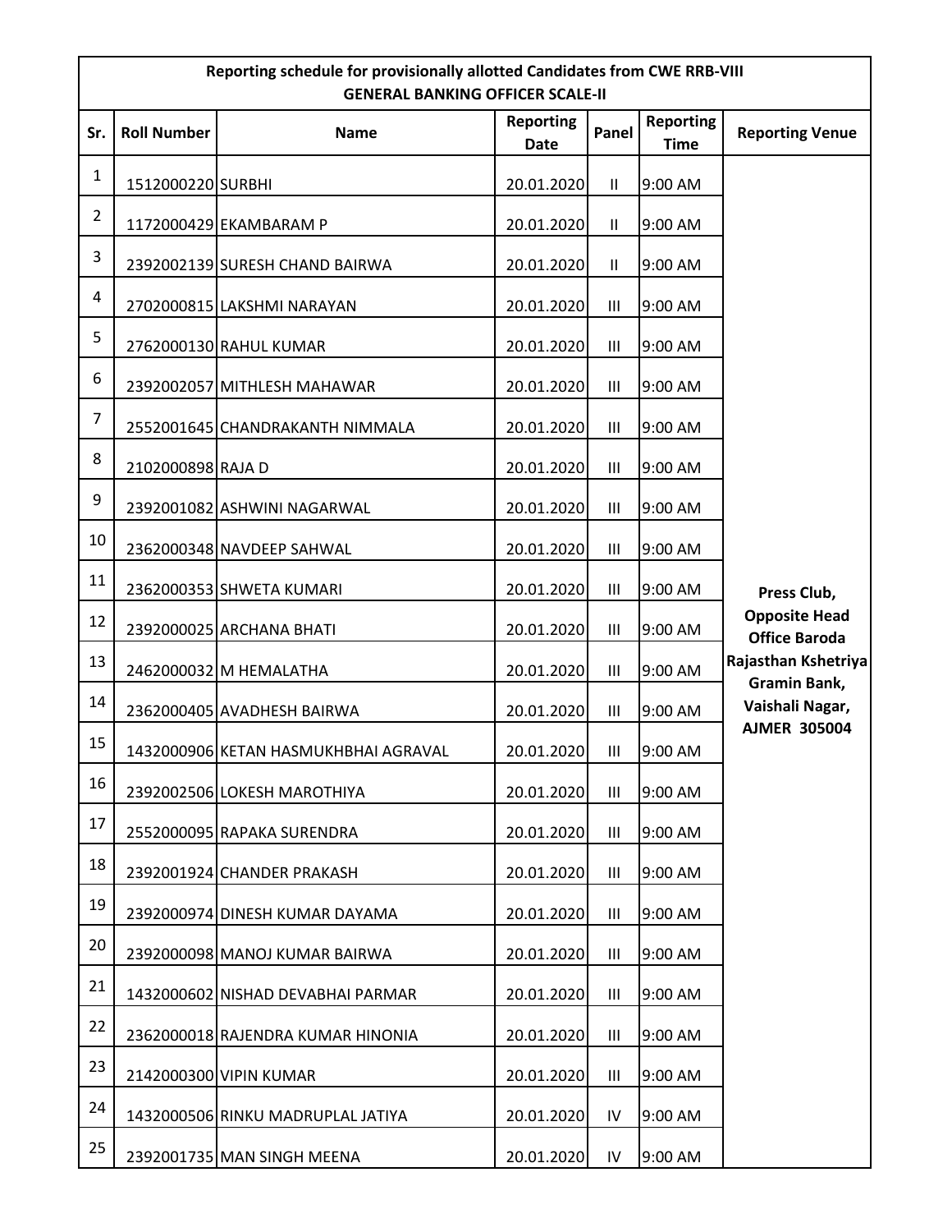| Reporting schedule for provisionally allotted Candidates from CWE RRB-VIII GENERAL BANKING OFFICER SCALE-II | | | | | | |
|---|---|---|---|---|---|---|
| **Sr.** | **Roll Number** | **Name** | **Reporting Date** | **Panel** | **Reporting Time** | **Reporting Venue** |
| 1 | 1512000220 | SURBHI | 20.01.2020 | II | 9:00 AM | **Press Club, Opposite Head Office Baroda Rajasthan Kshetriya Gramin Bank, Vaishali Nagar, AJMER 305004** |
| 2 | 1172000429 | EKAMBARAM P | 20.01.2020 | II | 9:00 AM | |
| 3 | 2392002139 | SURESH CHAND BAIRWA | 20.01.2020 | II | 9:00 AM | |
| 4 | 2702000815 | LAKSHMI NARAYAN | 20.01.2020 | III | 9:00 AM | |
| 5 | 2762000130 | RAHUL KUMAR | 20.01.2020 | III | 9:00 AM | |
| 6 | 2392002057 | MITHLESH MAHAWAR | 20.01.2020 | III | 9:00 AM | |
| 7 | 2552001645 | CHANDRAKANTH NIMMALA | 20.01.2020 | III | 9:00 AM | |
| 8 | 2102000898 | RAJA D | 20.01.2020 | III | 9:00 AM | |
| 9 | 2392001082 | ASHWINI NAGARWAL | 20.01.2020 | III | 9:00 AM | |
| 10 | 2362000348 | NAVDEEP SAHWAL | 20.01.2020 | III | 9:00 AM | |
| 11 | 2362000353 | SHWETA KUMARI | 20.01.2020 | III | 9:00 AM | |
| 12 | 2392000025 | ARCHANA BHATI | 20.01.2020 | III | 9:00 AM | |
| 13 | 2462000032 | M HEMALATHA | 20.01.2020 | III | 9:00 AM | |
| 14 | 2362000405 | AVADHESH BAIRWA | 20.01.2020 | III | 9:00 AM | |
| 15 | 1432000906 | KETAN HASMUKHBHAI AGRAVAL | 20.01.2020 | III | 9:00 AM | |
| 16 | 2392002506 | LOKESH MAROTHIYA | 20.01.2020 | III | 9:00 AM | |
| 17 | 2552000095 | RAPAKA SURENDRA | 20.01.2020 | III | 9:00 AM | |
| 18 | 2392001924 | CHANDER PRAKASH | 20.01.2020 | III | 9:00 AM | |
| 19 | 2392000974 | DINESH KUMAR DAYAMA | 20.01.2020 | III | 9:00 AM | |
| 20 | 2392000098 | MANOJ KUMAR BAIRWA | 20.01.2020 | III | 9:00 AM | |
| 21 | 1432000602 | NISHAD DEVABHAI PARMAR | 20.01.2020 | III | 9:00 AM | |
| 22 | 2362000018 | RAJENDRA KUMAR HINONIA | 20.01.2020 | III | 9:00 AM | |
| 23 | 2142000300 | VIPIN KUMAR | 20.01.2020 | III | 9:00 AM | |
| 24 | 1432000506 | RINKU MADRUPLAL JATIYA | 20.01.2020 | IV | 9:00 AM | |
| 25 | 2392001735 | MAN SINGH MEENA | 20.01.2020 | IV | 9:00 AM | |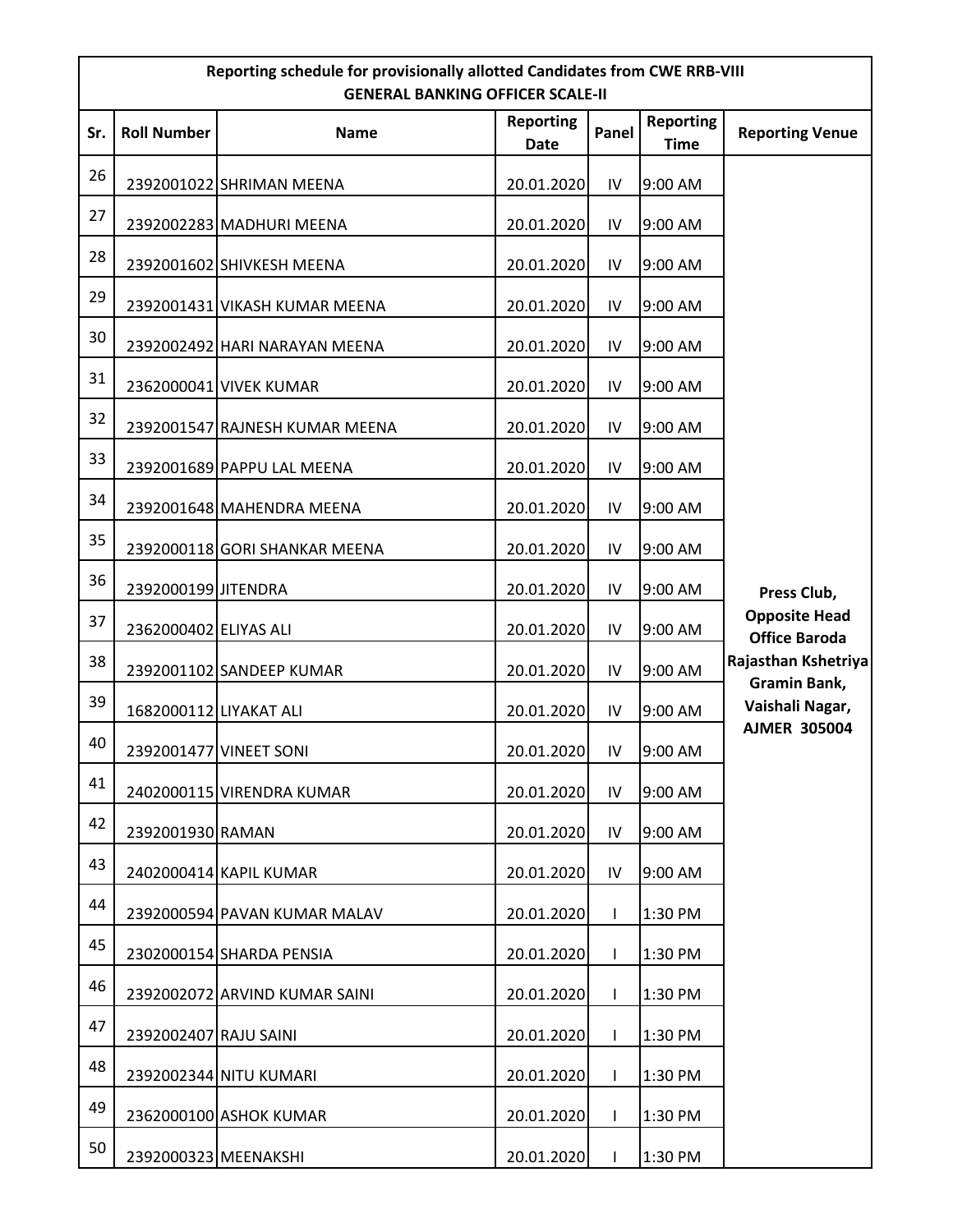**Reporting schedule for provisionally allotted Candidates from CWE RRB-VIII**
**GENERAL BANKING OFFICER SCALE-II**

| Sr. | Roll Number | Name | Reporting Date | Panel | Reporting Time | Reporting Venue |
|---|---|---|---|---|---|---|
| 26 | 2392001022 | SHRIMAN MEENA | 20.01.2020 | IV | 9:00 AM | Press Club, Opposite Head Office Baroda Rajasthan Kshetriya Gramin Bank, Vaishali Nagar, AJMER 305004 |
| 27 | 2392002283 | MADHURI MEENA | 20.01.2020 | IV | 9:00 AM | |
| 28 | 2392001602 | SHIVKESH MEENA | 20.01.2020 | IV | 9:00 AM | |
| 29 | 2392001431 | VIKASH KUMAR MEENA | 20.01.2020 | IV | 9:00 AM | |
| 30 | 2392002492 | HARI NARAYAN MEENA | 20.01.2020 | IV | 9:00 AM | |
| 31 | 2362000041 | VIVEK KUMAR | 20.01.2020 | IV | 9:00 AM | |
| 32 | 2392001547 | RAJNESH KUMAR MEENA | 20.01.2020 | IV | 9:00 AM | |
| 33 | 2392001689 | PAPPU LAL MEENA | 20.01.2020 | IV | 9:00 AM | |
| 34 | 2392001648 | MAHENDRA MEENA | 20.01.2020 | IV | 9:00 AM | |
| 35 | 2392000118 | GORI SHANKAR MEENA | 20.01.2020 | IV | 9:00 AM | |
| 36 | 2392000199 | JITENDRA | 20.01.2020 | IV | 9:00 AM | |
| 37 | 2362000402 | ELIYAS ALI | 20.01.2020 | IV | 9:00 AM | |
| 38 | 2392001102 | SANDEEP KUMAR | 20.01.2020 | IV | 9:00 AM | |
| 39 | 1682000112 | LIYAKAT ALI | 20.01.2020 | IV | 9:00 AM | |
| 40 | 2392001477 | VINEET SONI | 20.01.2020 | IV | 9:00 AM | |
| 41 | 2402000115 | VIRENDRA KUMAR | 20.01.2020 | IV | 9:00 AM | |
| 42 | 2392001930 | RAMAN | 20.01.2020 | IV | 9:00 AM | |
| 43 | 2402000414 | KAPIL KUMAR | 20.01.2020 | IV | 9:00 AM | |
| 44 | 2392000594 | PAVAN KUMAR MALAV | 20.01.2020 | I | 1:30 PM | |
| 45 | 2302000154 | SHARDA PENSIA | 20.01.2020 | I | 1:30 PM | |
| 46 | 2392002072 | ARVIND KUMAR SAINI | 20.01.2020 | I | 1:30 PM | |
| 47 | 2392002407 | RAJU SAINI | 20.01.2020 | I | 1:30 PM | |
| 48 | 2392002344 | NITU KUMARI | 20.01.2020 | I | 1:30 PM | |
| 49 | 2362000100 | ASHOK KUMAR | 20.01.2020 | I | 1:30 PM | |
| 50 | 2392000323 | MEENAKSHI | 20.01.2020 | I | 1:30 PM | |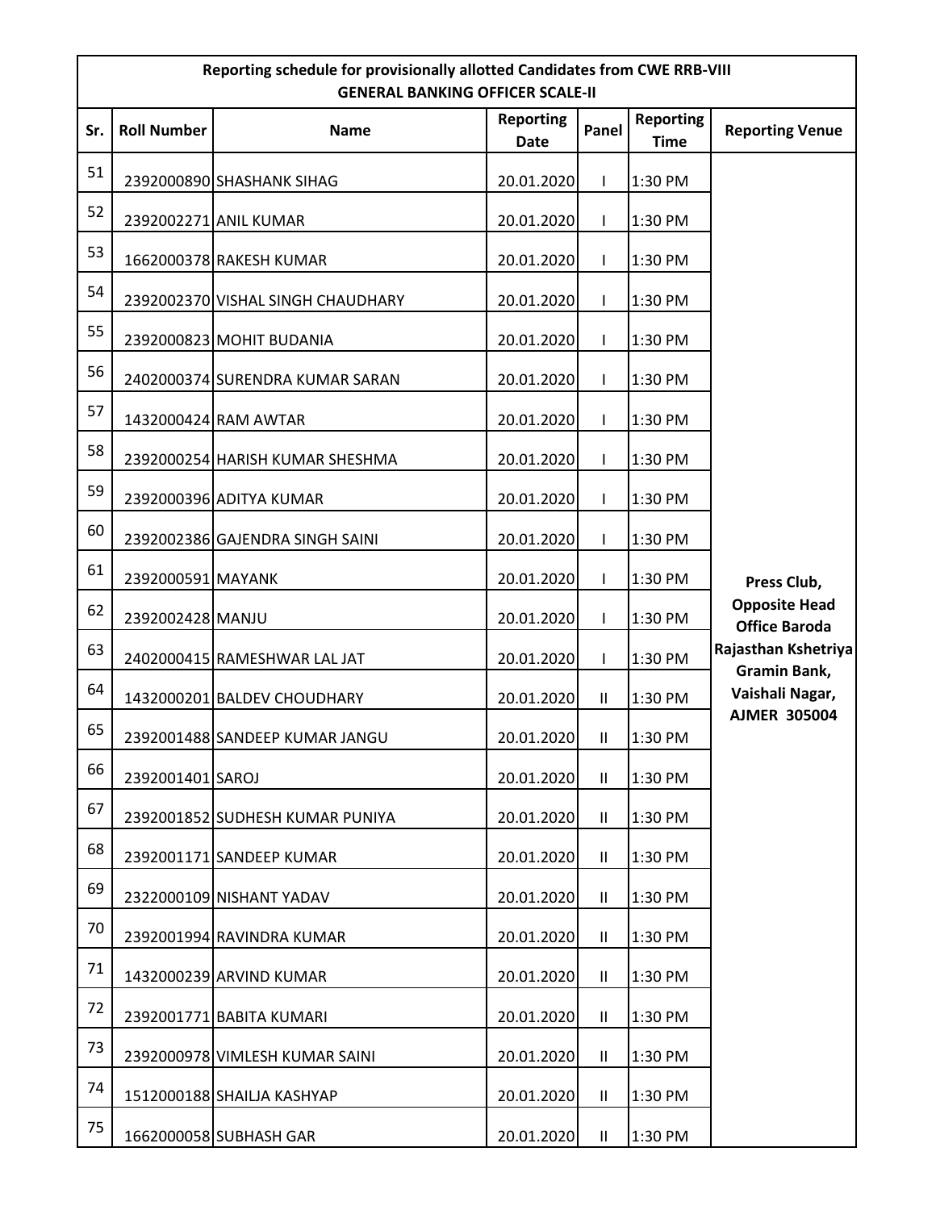| Reporting schedule for provisionally allotted Candidates from CWE RRB-VIII GENERAL BANKING OFFICER SCALE-II | | | | | | |
|---|---|---|---|---|---|---|
| **Sr.** | **Roll Number** | **Name** | **Reporting Date** | **Panel** | **Reporting Time** | **Reporting Venue** |
| 51 | 2392000890 | SHASHANK SIHAG | 20.01.2020 | I | 1:30 PM | **Press Club, Opposite Head Office Baroda Rajasthan Kshetriya Gramin Bank, Vaishali Nagar, AJMER 305004** |
| 52 | 2392002271 | ANIL KUMAR | 20.01.2020 | I | 1:30 PM | |
| 53 | 1662000378 | RAKESH KUMAR | 20.01.2020 | I | 1:30 PM | |
| 54 | 2392002370 | VISHAL SINGH CHAUDHARY | 20.01.2020 | I | 1:30 PM | |
| 55 | 2392000823 | MOHIT BUDANIA | 20.01.2020 | I | 1:30 PM | |
| 56 | 2402000374 | SURENDRA KUMAR SARAN | 20.01.2020 | I | 1:30 PM | |
| 57 | 1432000424 | RAM AWTAR | 20.01.2020 | I | 1:30 PM | |
| 58 | 2392000254 | HARISH KUMAR SHESHMA | 20.01.2020 | I | 1:30 PM | |
| 59 | 2392000396 | ADITYA KUMAR | 20.01.2020 | I | 1:30 PM | |
| 60 | 2392002386 | GAJENDRA SINGH SAINI | 20.01.2020 | I | 1:30 PM | |
| 61 | 2392000591 | MAYANK | 20.01.2020 | I | 1:30 PM | |
| 62 | 2392002428 | MANJU | 20.01.2020 | I | 1:30 PM | |
| 63 | 2402000415 | RAMESHWAR LAL JAT | 20.01.2020 | I | 1:30 PM | |
| 64 | 1432000201 | BALDEV CHOUDHARY | 20.01.2020 | II | 1:30 PM | |
| 65 | 2392001488 | SANDEEP KUMAR JANGU | 20.01.2020 | II | 1:30 PM | |
| 66 | 2392001401 | SAROJ | 20.01.2020 | II | 1:30 PM | |
| 67 | 2392001852 | SUDHESH KUMAR PUNIYA | 20.01.2020 | II | 1:30 PM | |
| 68 | 2392001171 | SANDEEP KUMAR | 20.01.2020 | II | 1:30 PM | |
| 69 | 2322000109 | NISHANT YADAV | 20.01.2020 | II | 1:30 PM | |
| 70 | 2392001994 | RAVINDRA KUMAR | 20.01.2020 | II | 1:30 PM | |
| 71 | 1432000239 | ARVIND KUMAR | 20.01.2020 | II | 1:30 PM | |
| 72 | 2392001771 | BABITA KUMARI | 20.01.2020 | II | 1:30 PM | |
| 73 | 2392000978 | VIMLESH KUMAR SAINI | 20.01.2020 | II | 1:30 PM | |
| 74 | 1512000188 | SHAILJA KASHYAP | 20.01.2020 | II | 1:30 PM | |
| 75 | 1662000058 | SUBHASH GAR | 20.01.2020 | II | 1:30 PM | |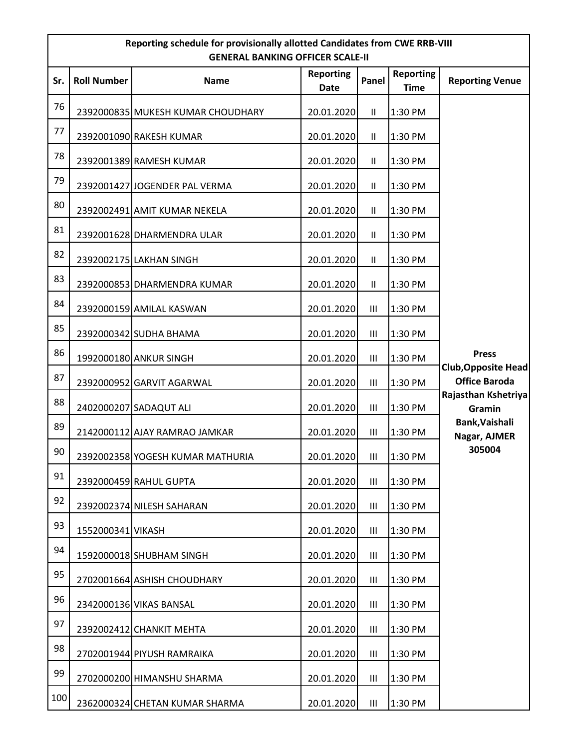| Reporting schedule for provisionally allotted Candidates from CWE RRB-VIII GENERAL BANKING OFFICER SCALE-II | | | | | | |
|---|---|---|---|---|---|---|
| **Sr.** | **Roll Number** | **Name** | **Reporting Date** | **Panel** | **Reporting Time** | **Reporting Venue** |
| 76 | 2392000835 | MUKESH KUMAR CHOUDHARY | 20.01.2020 | II | 1:30 PM | **Press Club,Opposite Head Office Baroda Rajasthan Kshetriya Gramin Bank,Vaishali Nagar, AJMER 305004** |
| 77 | 2392001090 | RAKESH KUMAR | 20.01.2020 | II | 1:30 PM | |
| 78 | 2392001389 | RAMESH KUMAR | 20.01.2020 | II | 1:30 PM | |
| 79 | 2392001427 | JOGENDER PAL VERMA | 20.01.2020 | II | 1:30 PM | |
| 80 | 2392002491 | AMIT KUMAR NEKELA | 20.01.2020 | II | 1:30 PM | |
| 81 | 2392001628 | DHARMENDRA ULAR | 20.01.2020 | II | 1:30 PM | |
| 82 | 2392002175 | LAKHAN SINGH | 20.01.2020 | II | 1:30 PM | |
| 83 | 2392000853 | DHARMENDRA KUMAR | 20.01.2020 | II | 1:30 PM | |
| 84 | 2392000159 | AMILAL KASWAN | 20.01.2020 | III | 1:30 PM | |
| 85 | 2392000342 | SUDHA BHAMA | 20.01.2020 | III | 1:30 PM | |
| 86 | 1992000180 | ANKUR SINGH | 20.01.2020 | III | 1:30 PM | |
| 87 | 2392000952 | GARVIT AGARWAL | 20.01.2020 | III | 1:30 PM | |
| 88 | 2402000207 | SADAQUT ALI | 20.01.2020 | III | 1:30 PM | |
| 89 | 2142000112 | AJAY RAMRAO JAMKAR | 20.01.2020 | III | 1:30 PM | |
| 90 | 2392002358 | YOGESH KUMAR MATHURIA | 20.01.2020 | III | 1:30 PM | |
| 91 | 2392000459 | RAHUL GUPTA | 20.01.2020 | III | 1:30 PM | |
| 92 | 2392002374 | NILESH SAHARAN | 20.01.2020 | III | 1:30 PM | |
| 93 | 1552000341 | VIKASH | 20.01.2020 | III | 1:30 PM | |
| 94 | 1592000018 | SHUBHAM SINGH | 20.01.2020 | III | 1:30 PM | |
| 95 | 2702001664 | ASHISH CHOUDHARY | 20.01.2020 | III | 1:30 PM | |
| 96 | 2342000136 | VIKAS BANSAL | 20.01.2020 | III | 1:30 PM | |
| 97 | 2392002412 | CHANKIT MEHTA | 20.01.2020 | III | 1:30 PM | |
| 98 | 2702001944 | PIYUSH RAMRAIKA | 20.01.2020 | III | 1:30 PM | |
| 99 | 2702000200 | HIMANSHU SHARMA | 20.01.2020 | III | 1:30 PM | |
| 100 | 2362000324 | CHETAN KUMAR SHARMA | 20.01.2020 | III | 1:30 PM | |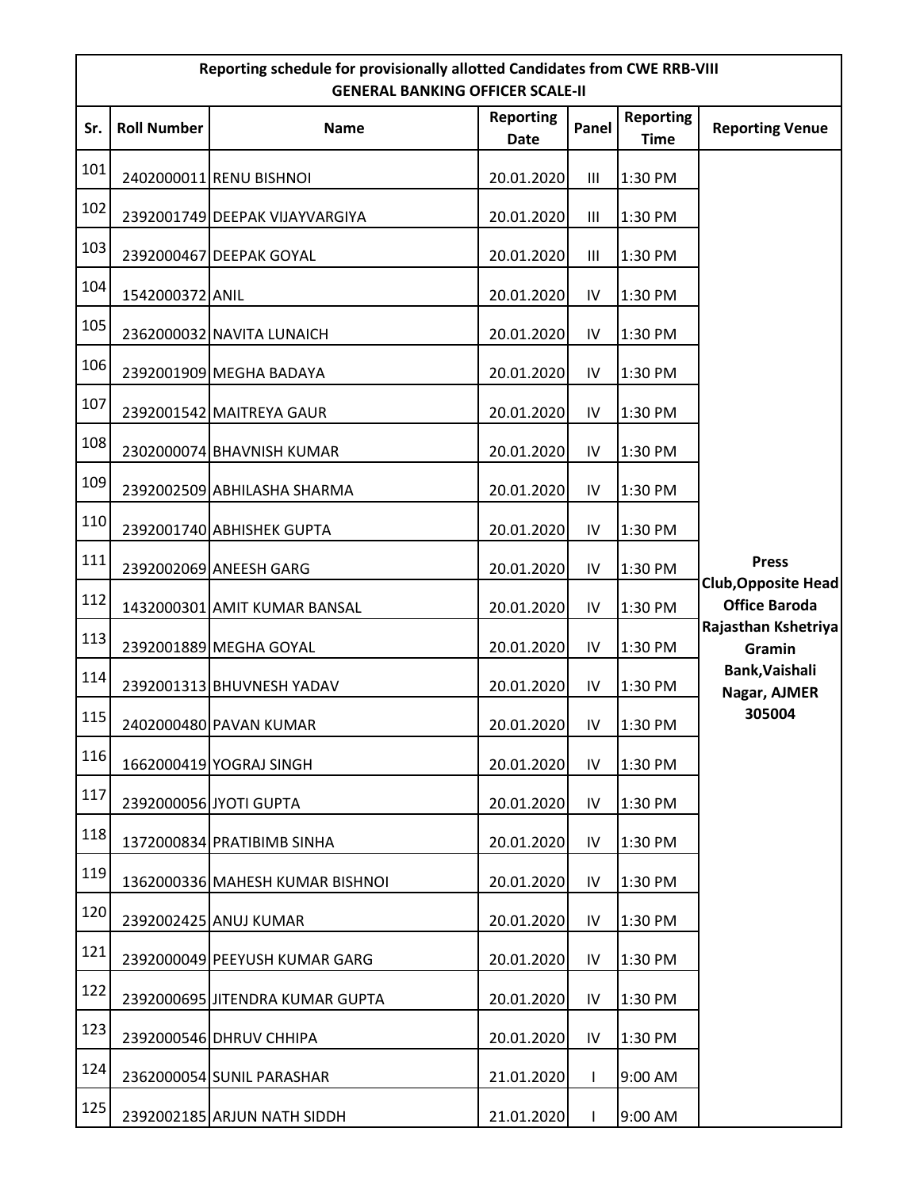| Reporting schedule for provisionally allotted Candidates from CWE RRB-VIII GENERAL BANKING OFFICER SCALE-II | | | | | | |
|---|---|---|---|---|---|---|
| **Sr.** | **Roll Number** | **Name** | **Reporting Date** | **Panel** | **Reporting Time** | **Reporting Venue** |
| 101 | 2402000011 | RENU BISHNOI | 20.01.2020 | III | 1:30 PM | **Press Club,Opposite Head Office Baroda Rajasthan Kshetriya Gramin Bank,Vaishali Nagar, AJMER 305004** |
| 102 | 2392001749 | DEEPAK VIJAYVARGIYA | 20.01.2020 | III | 1:30 PM | |
| 103 | 2392000467 | DEEPAK GOYAL | 20.01.2020 | III | 1:30 PM | |
| 104 | 1542000372 | ANIL | 20.01.2020 | IV | 1:30 PM | |
| 105 | 2362000032 | NAVITA LUNAICH | 20.01.2020 | IV | 1:30 PM | |
| 106 | 2392001909 | MEGHA BADAYA | 20.01.2020 | IV | 1:30 PM | |
| 107 | 2392001542 | MAITREYA GAUR | 20.01.2020 | IV | 1:30 PM | |
| 108 | 2302000074 | BHAVNISH KUMAR | 20.01.2020 | IV | 1:30 PM | |
| 109 | 2392002509 | ABHILASHA SHARMA | 20.01.2020 | IV | 1:30 PM | |
| 110 | 2392001740 | ABHISHEK GUPTA | 20.01.2020 | IV | 1:30 PM | |
| 111 | 2392002069 | ANEESH GARG | 20.01.2020 | IV | 1:30 PM | |
| 112 | 1432000301 | AMIT KUMAR BANSAL | 20.01.2020 | IV | 1:30 PM | |
| 113 | 2392001889 | MEGHA GOYAL | 20.01.2020 | IV | 1:30 PM | |
| 114 | 2392001313 | BHUVNESH YADAV | 20.01.2020 | IV | 1:30 PM | |
| 115 | 2402000480 | PAVAN KUMAR | 20.01.2020 | IV | 1:30 PM | |
| 116 | 1662000419 | YOGRAJ SINGH | 20.01.2020 | IV | 1:30 PM | |
| 117 | 2392000056 | JYOTI GUPTA | 20.01.2020 | IV | 1:30 PM | |
| 118 | 1372000834 | PRATIBIMB SINHA | 20.01.2020 | IV | 1:30 PM | |
| 119 | 1362000336 | MAHESH KUMAR BISHNOI | 20.01.2020 | IV | 1:30 PM | |
| 120 | 2392002425 | ANUJ KUMAR | 20.01.2020 | IV | 1:30 PM | |
| 121 | 2392000049 | PEEYUSH KUMAR GARG | 20.01.2020 | IV | 1:30 PM | |
| 122 | 2392000695 | JITENDRA KUMAR GUPTA | 20.01.2020 | IV | 1:30 PM | |
| 123 | 2392000546 | DHRUV CHHIPA | 20.01.2020 | IV | 1:30 PM | |
| 124 | 2362000054 | SUNIL PARASHAR | 21.01.2020 | I | 9:00 AM | |
| 125 | 2392002185 | ARJUN NATH SIDDH | 21.01.2020 | I | 9:00 AM | |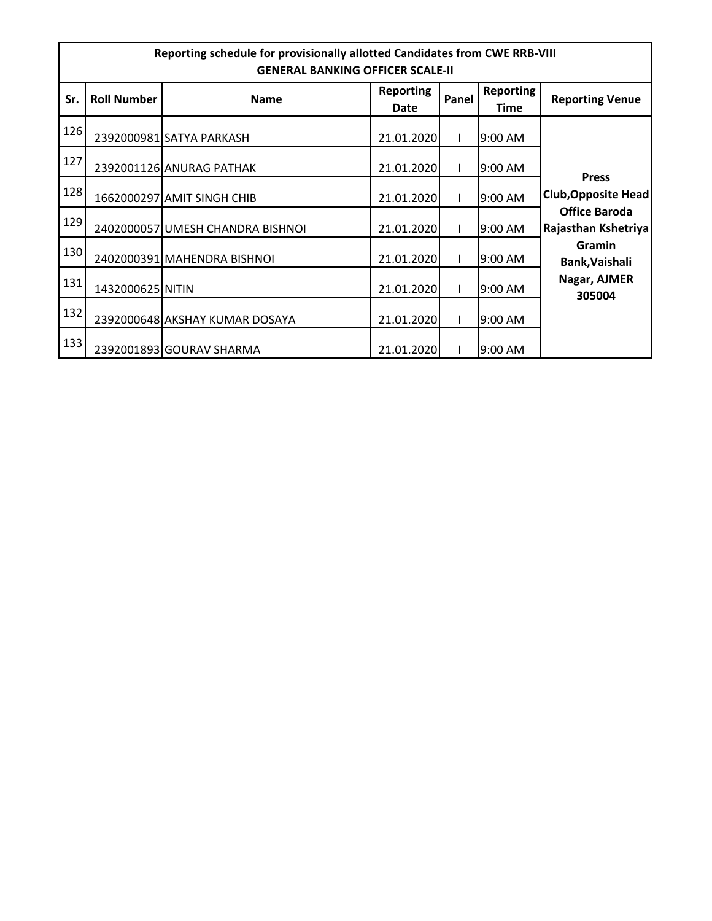| Reporting schedule for provisionally allotted Candidates from CWE RRB-VIII GENERAL BANKING OFFICER SCALE-II | | | | | | |
|---|---|---|---|---|---|---|
| **Sr.** | **Roll Number** | **Name** | **Reporting Date** | **Panel** | **Reporting Time** | **Reporting Venue** |
| 126 | 2392000981 | SATYA PARKASH | 21.01.2020 | I | 9:00 AM | **Press Club,Opposite Head Office Baroda Rajasthan Kshetriya Gramin Bank,Vaishali Nagar, AJMER 305004** |
| 127 | 2392001126 | ANURAG PATHAK | 21.01.2020 | I | 9:00 AM | |
| 128 | 1662000297 | AMIT SINGH CHIB | 21.01.2020 | I | 9:00 AM | |
| 129 | 2402000057 | UMESH CHANDRA BISHNOI | 21.01.2020 | I | 9:00 AM | |
| 130 | 2402000391 | MAHENDRA BISHNOI | 21.01.2020 | I | 9:00 AM | |
| 131 | 1432000625 | NITIN | 21.01.2020 | I | 9:00 AM | |
| 132 | 2392000648 | AKSHAY KUMAR DOSAYA | 21.01.2020 | I | 9:00 AM | |
| 133 | 2392001893 | GOURAV SHARMA | 21.01.2020 | I | 9:00 AM | |